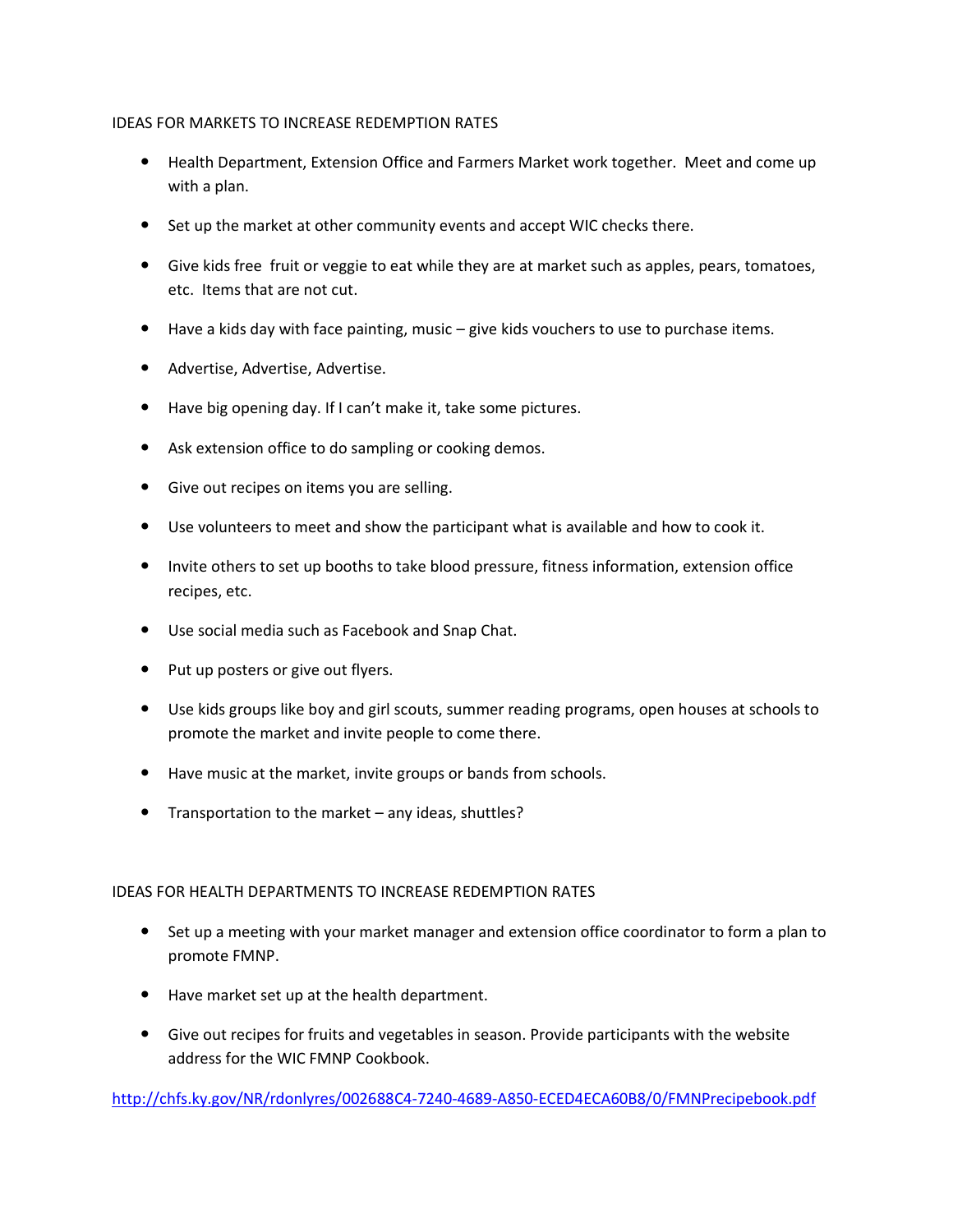## IDEAS FOR MARKETS TO INCREASE REDEMPTION RATES

- Health Department, Extension Office and Farmers Market work together. Meet and come up with a plan.
- Set up the market at other community events and accept WIC checks there.
- Give kids free fruit or veggie to eat while they are at market such as apples, pears, tomatoes, etc. Items that are not cut.
- Have a kids day with face painting, music – give kids vouchers to use to purchase items.
- Advertise, Advertise, Advertise.
- Have big opening day. If I can't make it, take some pictures.
- Ask extension office to do sampling or cooking demos.
- Give out recipes on items you are selling.
- Use volunteers to meet and show the participant what is available and how to cook it.
- Invite others to set up booths to take blood pressure, fitness information, extension office recipes, etc.
- Use social media such as Facebook and Snap Chat.
- Put up posters or give out flyers.
- Use kids groups like boy and girl scouts, summer reading programs, open houses at schools to promote the market and invite people to come there.
- Have music at the market, invite groups or bands from schools.
- Transportation to the market – any ideas, shuttles?

## IDEAS FOR HEALTH DEPARTMENTS TO INCREASE REDEMPTION RATES

- Set up a meeting with your market manager and extension office coordinator to form a plan to promote FMNP.
- Have market set up at the health department.
- Give out recipes for fruits and vegetables in season. Provide participants with the website address for the WIC FMNP Cookbook.

http://chfs.ky.gov/NR/rdonlyres/002688C4-7240-4689-A850-ECED4ECA60B8/0/FMNPrecipebook.pdf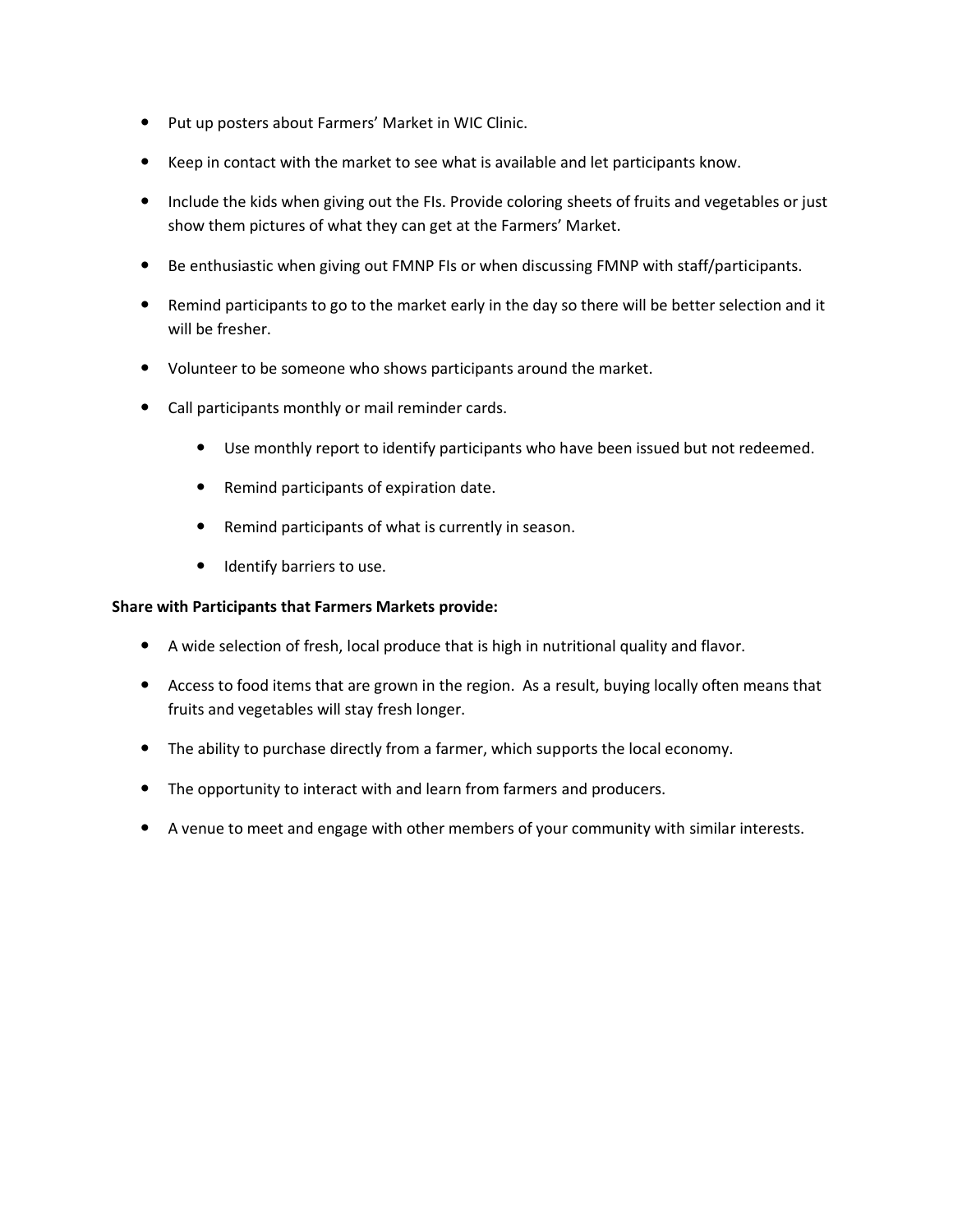- Put up posters about Farmers' Market in WIC Clinic.
- Keep in contact with the market to see what is available and let participants know.
- Include the kids when giving out the FIs. Provide coloring sheets of fruits and vegetables or just show them pictures of what they can get at the Farmers' Market.
- Be enthusiastic when giving out FMNP FIs or when discussing FMNP with staff/participants.
- Remind participants to go to the market early in the day so there will be better selection and it will be fresher.
- Volunteer to be someone who shows participants around the market.
- Call participants monthly or mail reminder cards.
  - Use monthly report to identify participants who have been issued but not redeemed.
  - Remind participants of expiration date.
  - Remind participants of what is currently in season.
  - Identify barriers to use.

**Share with Participants that Farmers Markets provide:**

- A wide selection of fresh, local produce that is high in nutritional quality and flavor.
- Access to food items that are grown in the region. As a result, buying locally often means that fruits and vegetables will stay fresh longer.
- The ability to purchase directly from a farmer, which supports the local economy.
- The opportunity to interact with and learn from farmers and producers.
- A venue to meet and engage with other members of your community with similar interests.